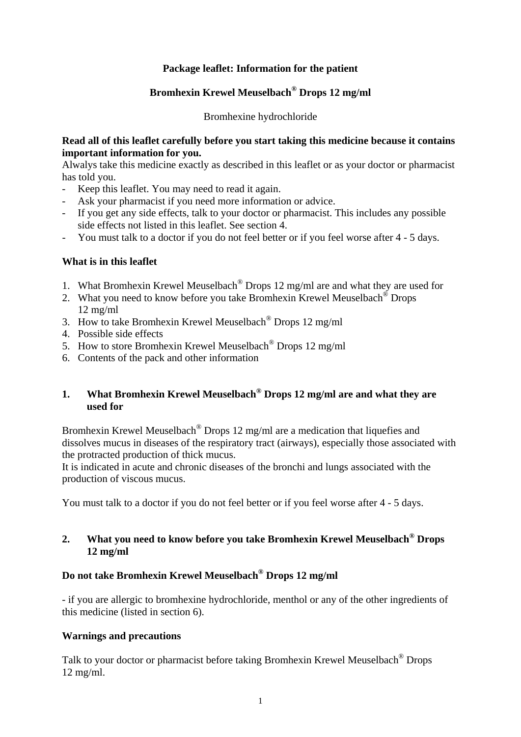**Package leaflet: Information for the patient**

**Bromhexin Krewel Meuselbach® Drops 12 mg/ml**

Bromhexine hydrochloride

**Read all of this leaflet carefully before you start taking this medicine because it contains important information for you.**

Alwalys take this medicine exactly as described in this leaflet or as your doctor or pharmacist has told you.

- Keep this leaflet. You may need to read it again.
- Ask your pharmacist if you need more information or advice.
- If you get any side effects, talk to your doctor or pharmacist. This includes any possible side effects not listed in this leaflet. See section 4.
- You must talk to a doctor if you do not feel better or if you feel worse after 4 - 5 days.

**What is in this leaflet**

1. What Bromhexin Krewel Meuselbach® Drops 12 mg/ml are and what they are used for
2. What you need to know before you take Bromhexin Krewel Meuselbach® Drops 12 mg/ml
3. How to take Bromhexin Krewel Meuselbach® Drops 12 mg/ml
4. Possible side effects
5. How to store Bromhexin Krewel Meuselbach® Drops 12 mg/ml
6. Contents of the pack and other information

## 1. What Bromhexin Krewel Meuselbach® Drops 12 mg/ml are and what they are used for

Bromhexin Krewel Meuselbach® Drops 12 mg/ml are a medication that liquefies and dissolves mucus in diseases of the respiratory tract (airways), especially those associated with the protracted production of thick mucus.

It is indicated in acute and chronic diseases of the bronchi and lungs associated with the production of viscous mucus.

You must talk to a doctor if you do not feel better or if you feel worse after 4 - 5 days.

## 2. What you need to know before you take Bromhexin Krewel Meuselbach® Drops 12 mg/ml

**Do not take Bromhexin Krewel Meuselbach® Drops 12 mg/ml**

- if you are allergic to bromhexine hydrochloride, menthol or any of the other ingredients of this medicine (listed in section 6).

**Warnings and precautions**

Talk to your doctor or pharmacist before taking Bromhexin Krewel Meuselbach® Drops 12 mg/ml.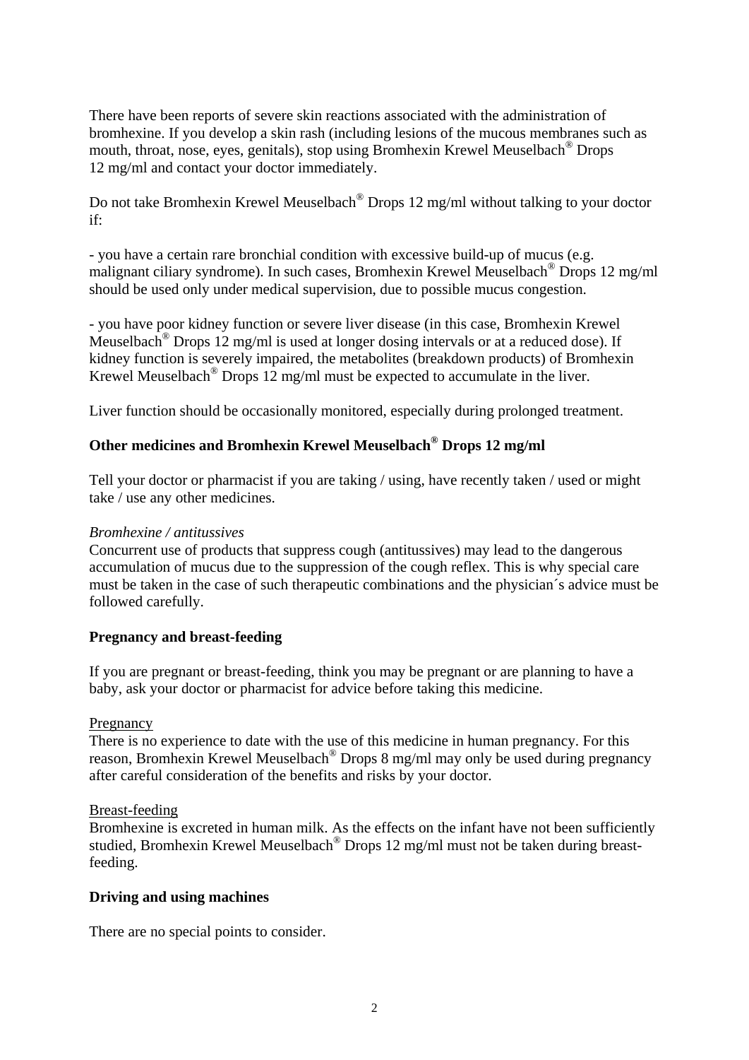There have been reports of severe skin reactions associated with the administration of bromhexine. If you develop a skin rash (including lesions of the mucous membranes such as mouth, throat, nose, eyes, genitals), stop using Bromhexin Krewel Meuselbach® Drops 12 mg/ml and contact your doctor immediately.

Do not take Bromhexin Krewel Meuselbach® Drops 12 mg/ml without talking to your doctor if:

- you have a certain rare bronchial condition with excessive build-up of mucus (e.g. malignant ciliary syndrome). In such cases, Bromhexin Krewel Meuselbach® Drops 12 mg/ml should be used only under medical supervision, due to possible mucus congestion.

- you have poor kidney function or severe liver disease (in this case, Bromhexin Krewel Meuselbach® Drops 12 mg/ml is used at longer dosing intervals or at a reduced dose). If kidney function is severely impaired, the metabolites (breakdown products) of Bromhexin Krewel Meuselbach® Drops 12 mg/ml must be expected to accumulate in the liver.

Liver function should be occasionally monitored, especially during prolonged treatment.

**Other medicines and Bromhexin Krewel Meuselbach® Drops 12 mg/ml**

Tell your doctor or pharmacist if you are taking / using, have recently taken / used or might take / use any other medicines.

*Bromhexine / antitussives*
Concurrent use of products that suppress cough (antitussives) may lead to the dangerous accumulation of mucus due to the suppression of the cough reflex. This is why special care must be taken in the case of such therapeutic combinations and the physician´s advice must be followed carefully.

**Pregnancy and breast-feeding**

If you are pregnant or breast-feeding, think you may be pregnant or are planning to have a baby, ask your doctor or pharmacist for advice before taking this medicine.

<u>Pregnancy</u>
There is no experience to date with the use of this medicine in human pregnancy. For this reason, Bromhexin Krewel Meuselbach® Drops 8 mg/ml may only be used during pregnancy after careful consideration of the benefits and risks by your doctor.

<u>Breast-feeding</u>
Bromhexine is excreted in human milk. As the effects on the infant have not been sufficiently studied, Bromhexin Krewel Meuselbach® Drops 12 mg/ml must not be taken during breast-feeding.

**Driving and using machines**

There are no special points to consider.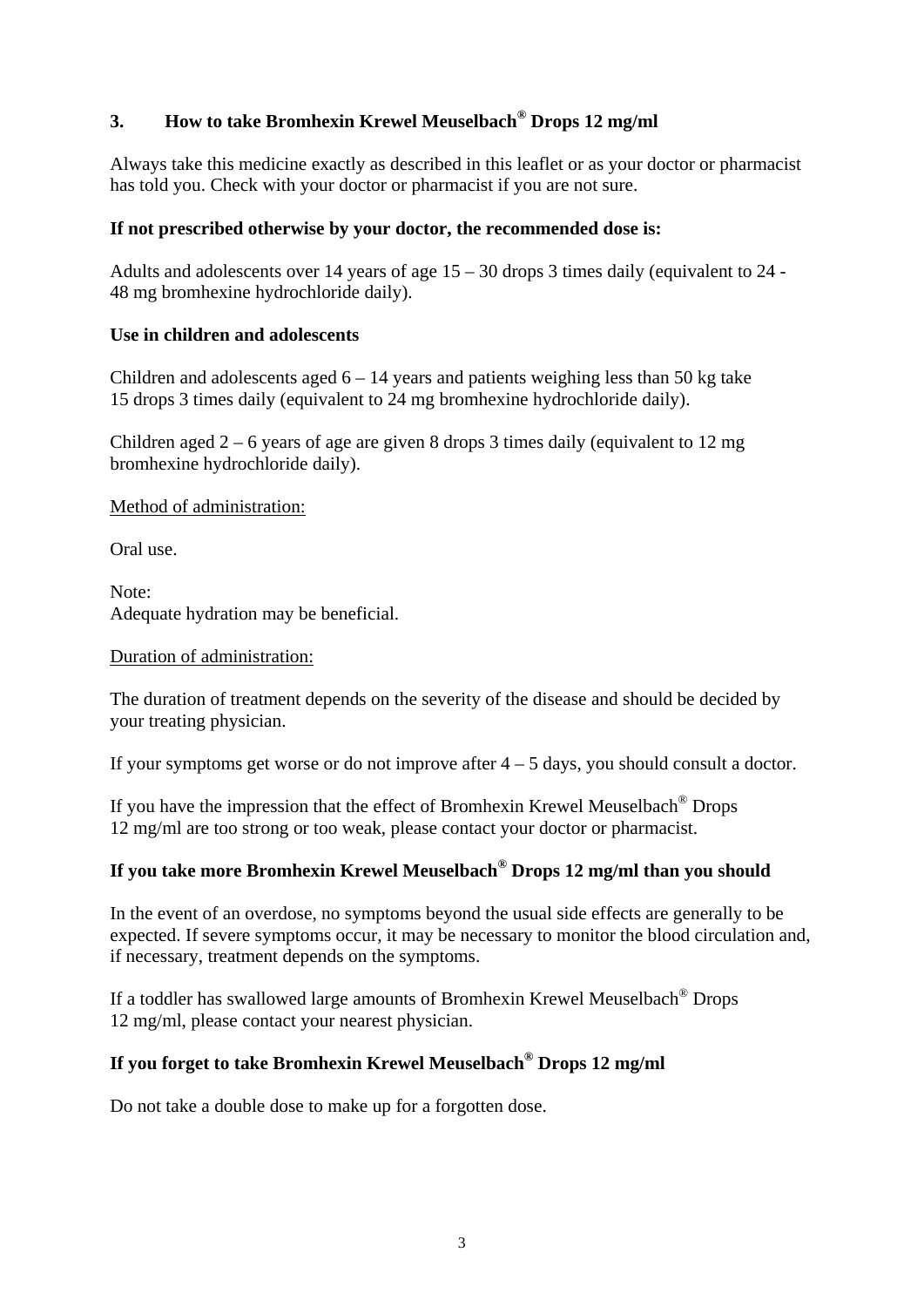## 3. How to take Bromhexin Krewel Meuselbach® Drops 12 mg/ml

Always take this medicine exactly as described in this leaflet or as your doctor or pharmacist has told you. Check with your doctor or pharmacist if you are not sure.

**If not prescribed otherwise by your doctor, the recommended dose is:**

Adults and adolescents over 14 years of age 15 – 30 drops 3 times daily (equivalent to 24 - 48 mg bromhexine hydrochloride daily).

**Use in children and adolescents**

Children and adolescents aged 6 – 14 years and patients weighing less than 50 kg take 15 drops 3 times daily (equivalent to 24 mg bromhexine hydrochloride daily).

Children aged 2 – 6 years of age are given 8 drops 3 times daily (equivalent to 12 mg bromhexine hydrochloride daily).

Method of administration:

Oral use.

Note:
Adequate hydration may be beneficial.

Duration of administration:

The duration of treatment depends on the severity of the disease and should be decided by your treating physician.

If your symptoms get worse or do not improve after 4 – 5 days, you should consult a doctor.

If you have the impression that the effect of Bromhexin Krewel Meuselbach® Drops 12 mg/ml are too strong or too weak, please contact your doctor or pharmacist.

**If you take more Bromhexin Krewel Meuselbach® Drops 12 mg/ml than you should**

In the event of an overdose, no symptoms beyond the usual side effects are generally to be expected. If severe symptoms occur, it may be necessary to monitor the blood circulation and, if necessary, treatment depends on the symptoms.

If a toddler has swallowed large amounts of Bromhexin Krewel Meuselbach® Drops 12 mg/ml, please contact your nearest physician.

**If you forget to take Bromhexin Krewel Meuselbach® Drops 12 mg/ml**

Do not take a double dose to make up for a forgotten dose.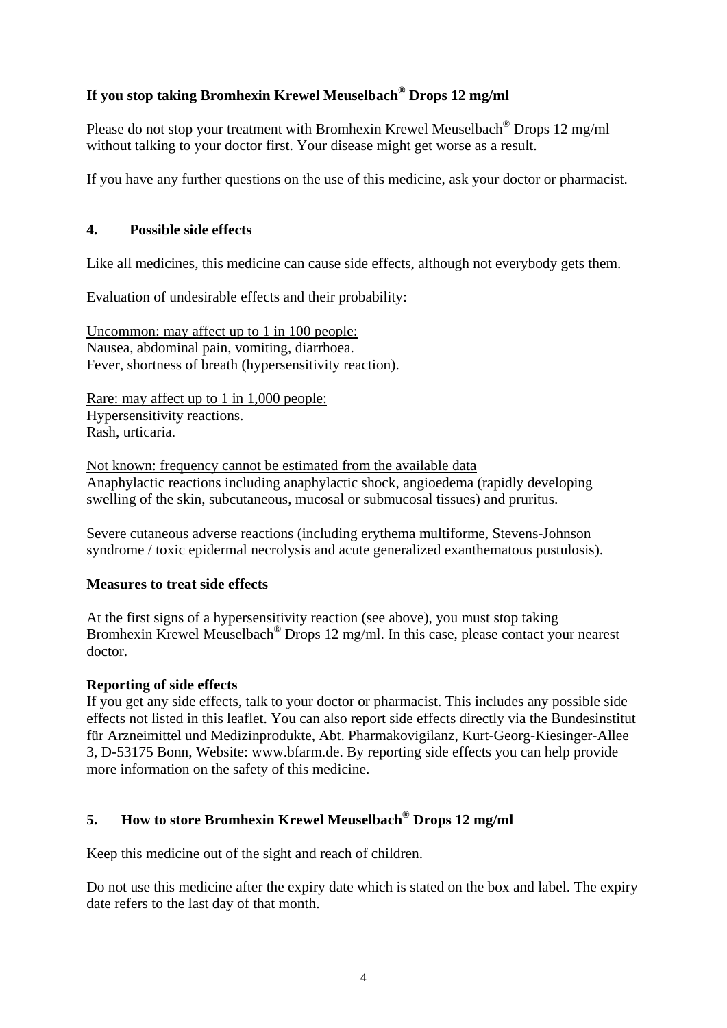### If you stop taking Bromhexin Krewel Meuselbach® Drops 12 mg/ml

Please do not stop your treatment with Bromhexin Krewel Meuselbach® Drops 12 mg/ml without talking to your doctor first. Your disease might get worse as a result.

If you have any further questions on the use of this medicine, ask your doctor or pharmacist.

## 4. Possible side effects

Like all medicines, this medicine can cause side effects, although not everybody gets them.

Evaluation of undesirable effects and their probability:

Uncommon: may affect up to 1 in 100 people:
Nausea, abdominal pain, vomiting, diarrhoea.
Fever, shortness of breath (hypersensitivity reaction).

Rare: may affect up to 1 in 1,000 people:
Hypersensitivity reactions.
Rash, urticaria.

Not known: frequency cannot be estimated from the available data
Anaphylactic reactions including anaphylactic shock, angioedema (rapidly developing swelling of the skin, subcutaneous, mucosal or submucosal tissues) and pruritus.

Severe cutaneous adverse reactions (including erythema multiforme, Stevens-Johnson syndrome / toxic epidermal necrolysis and acute generalized exanthematous pustulosis).

### Measures to treat side effects

At the first signs of a hypersensitivity reaction (see above), you must stop taking Bromhexin Krewel Meuselbach® Drops 12 mg/ml. In this case, please contact your nearest doctor.

### Reporting of side effects

If you get any side effects, talk to your doctor or pharmacist. This includes any possible side effects not listed in this leaflet. You can also report side effects directly via the Bundesinstitut für Arzneimittel und Medizinprodukte, Abt. Pharmakovigilanz, Kurt-Georg-Kiesinger-Allee 3, D-53175 Bonn, Website: www.bfarm.de. By reporting side effects you can help provide more information on the safety of this medicine.

## 5. How to store Bromhexin Krewel Meuselbach® Drops 12 mg/ml

Keep this medicine out of the sight and reach of children.

Do not use this medicine after the expiry date which is stated on the box and label. The expiry date refers to the last day of that month.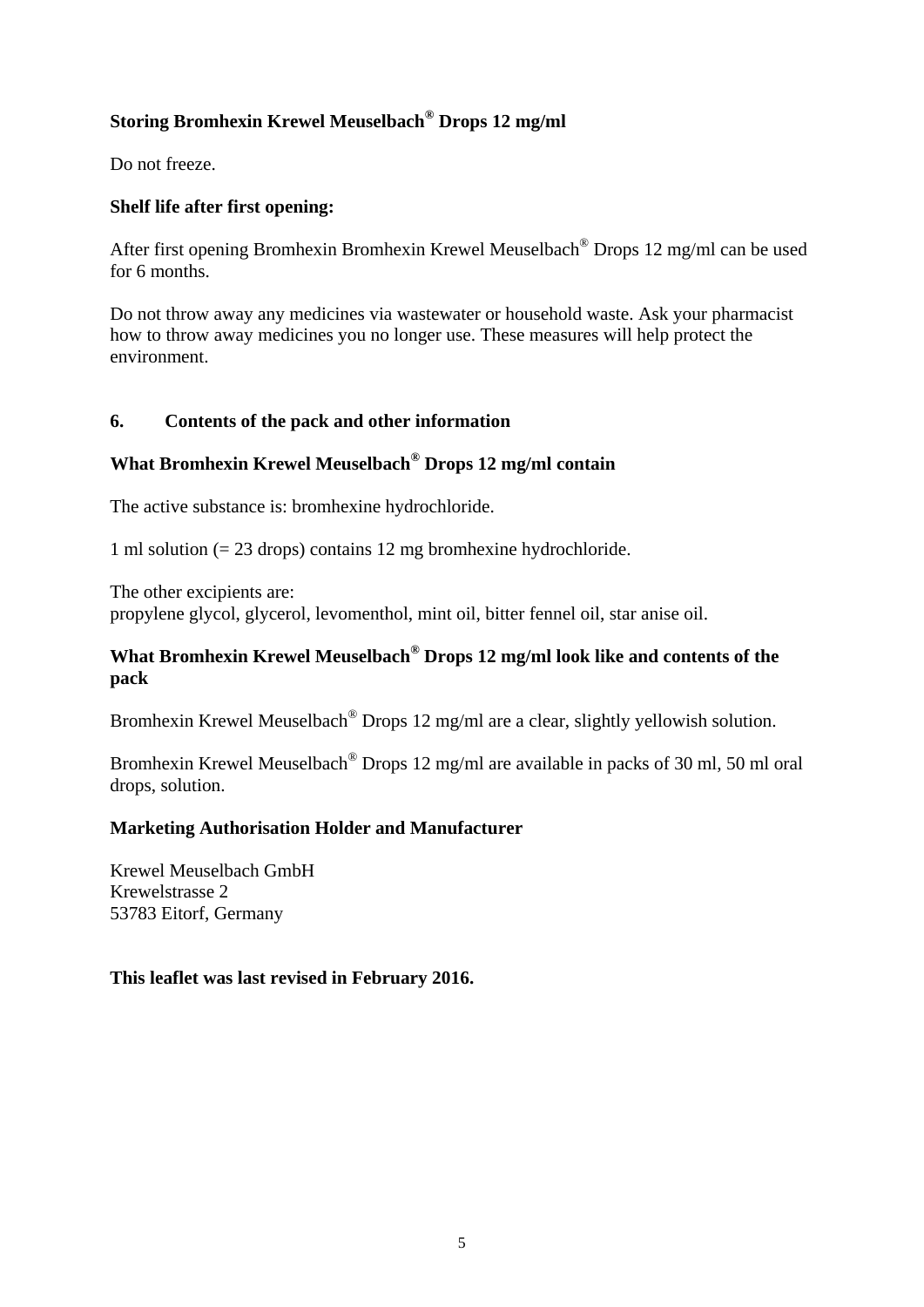**Storing Bromhexin Krewel Meuselbach® Drops 12 mg/ml**

Do not freeze.

**Shelf life after first opening:**

After first opening Bromhexin Bromhexin Krewel Meuselbach® Drops 12 mg/ml can be used for 6 months.

Do not throw away any medicines via wastewater or household waste. Ask your pharmacist how to throw away medicines you no longer use. These measures will help protect the environment.

## 6. Contents of the pack and other information

**What Bromhexin Krewel Meuselbach® Drops 12 mg/ml contain**

The active substance is: bromhexine hydrochloride.

1 ml solution (= 23 drops) contains 12 mg bromhexine hydrochloride.

The other excipients are:
propylene glycol, glycerol, levomenthol, mint oil, bitter fennel oil, star anise oil.

**What Bromhexin Krewel Meuselbach® Drops 12 mg/ml look like and contents of the pack**

Bromhexin Krewel Meuselbach® Drops 12 mg/ml are a clear, slightly yellowish solution.

Bromhexin Krewel Meuselbach® Drops 12 mg/ml are available in packs of 30 ml, 50 ml oral drops, solution.

**Marketing Authorisation Holder and Manufacturer**

Krewel Meuselbach GmbH
Krewelstrasse 2
53783 Eitorf, Germany

**This leaflet was last revised in February 2016.**